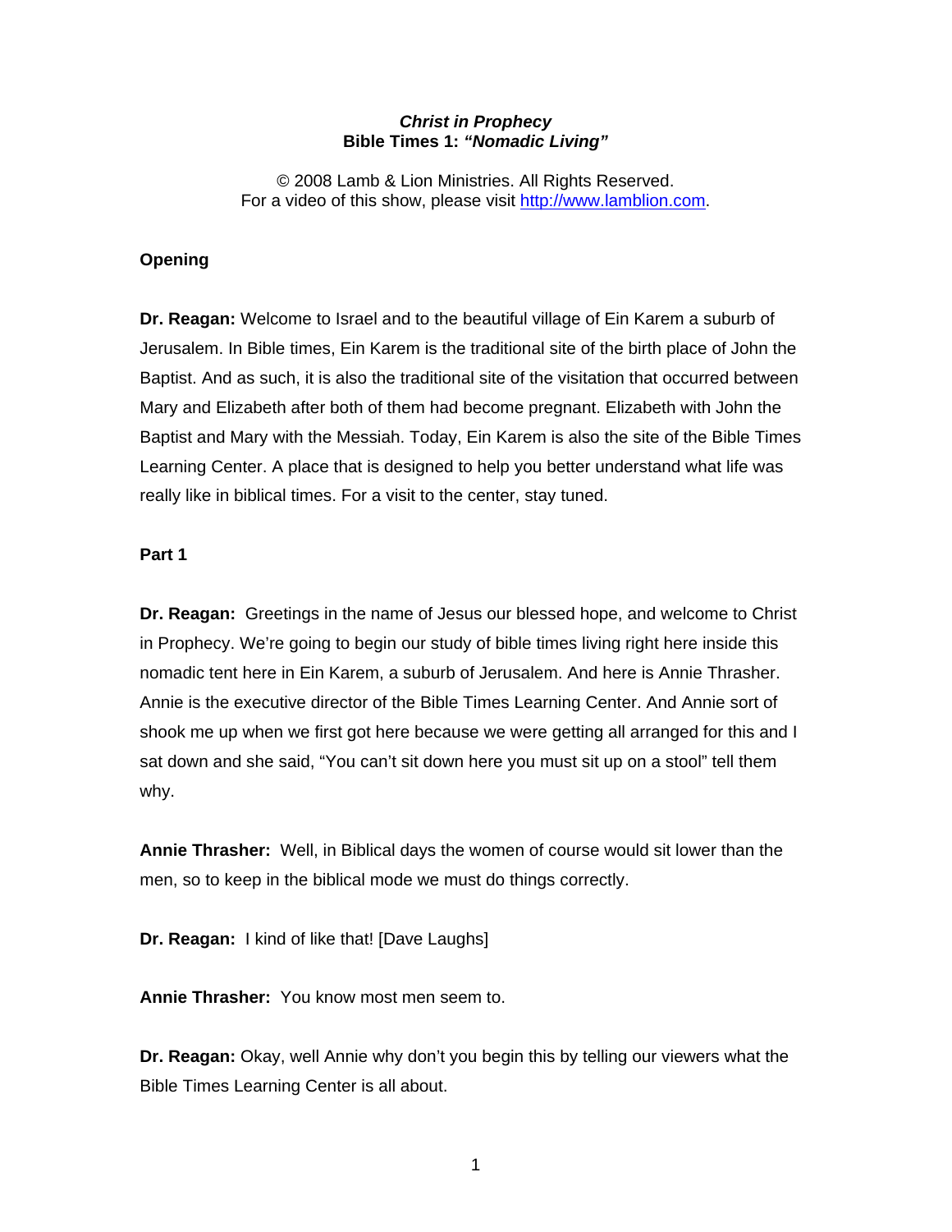***Christ in Prophecy***
**Bible Times 1: *"Nomadic Living"***

© 2008 Lamb & Lion Ministries. All Rights Reserved.
For a video of this show, please visit http://www.lamblion.com.

**Opening**

**Dr. Reagan:** Welcome to Israel and to the beautiful village of Ein Karem a suburb of Jerusalem. In Bible times, Ein Karem is the traditional site of the birth place of John the Baptist. And as such, it is also the traditional site of the visitation that occurred between Mary and Elizabeth after both of them had become pregnant. Elizabeth with John the Baptist and Mary with the Messiah. Today, Ein Karem is also the site of the Bible Times Learning Center. A place that is designed to help you better understand what life was really like in biblical times. For a visit to the center, stay tuned.

**Part 1**

**Dr. Reagan:** Greetings in the name of Jesus our blessed hope, and welcome to Christ in Prophecy. We're going to begin our study of bible times living right here inside this nomadic tent here in Ein Karem, a suburb of Jerusalem. And here is Annie Thrasher. Annie is the executive director of the Bible Times Learning Center. And Annie sort of shook me up when we first got here because we were getting all arranged for this and I sat down and she said, "You can't sit down here you must sit up on a stool" tell them why.

**Annie Thrasher:** Well, in Biblical days the women of course would sit lower than the men, so to keep in the biblical mode we must do things correctly.

**Dr. Reagan:** I kind of like that! [Dave Laughs]

**Annie Thrasher:** You know most men seem to.

**Dr. Reagan:** Okay, well Annie why don't you begin this by telling our viewers what the Bible Times Learning Center is all about.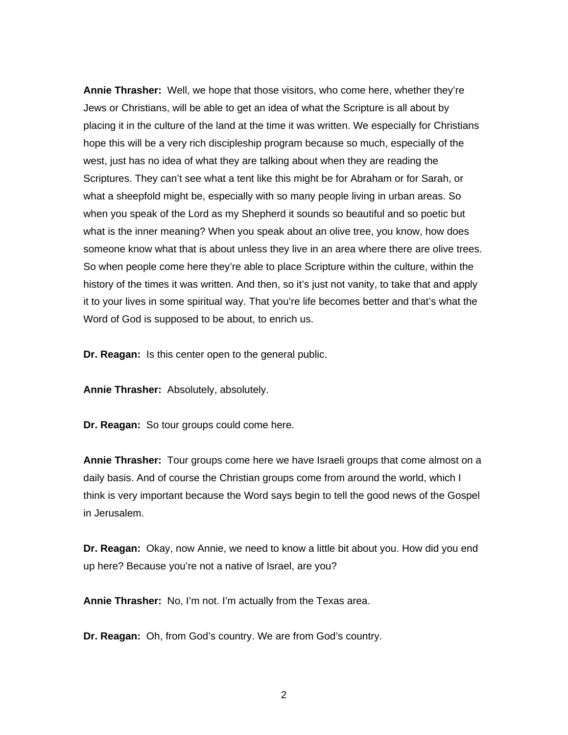**Annie Thrasher:** Well, we hope that those visitors, who come here, whether they're Jews or Christians, will be able to get an idea of what the Scripture is all about by placing it in the culture of the land at the time it was written. We especially for Christians hope this will be a very rich discipleship program because so much, especially of the west, just has no idea of what they are talking about when they are reading the Scriptures. They can't see what a tent like this might be for Abraham or for Sarah, or what a sheepfold might be, especially with so many people living in urban areas. So when you speak of the Lord as my Shepherd it sounds so beautiful and so poetic but what is the inner meaning? When you speak about an olive tree, you know, how does someone know what that is about unless they live in an area where there are olive trees. So when people come here they're able to place Scripture within the culture, within the history of the times it was written. And then, so it's just not vanity, to take that and apply it to your lives in some spiritual way. That you're life becomes better and that's what the Word of God is supposed to be about, to enrich us.

**Dr. Reagan:** Is this center open to the general public.

**Annie Thrasher:** Absolutely, absolutely.

**Dr. Reagan:** So tour groups could come here.

**Annie Thrasher:** Tour groups come here we have Israeli groups that come almost on a daily basis. And of course the Christian groups come from around the world, which I think is very important because the Word says begin to tell the good news of the Gospel in Jerusalem.

**Dr. Reagan:** Okay, now Annie, we need to know a little bit about you. How did you end up here? Because you're not a native of Israel, are you?

**Annie Thrasher:** No, I'm not. I'm actually from the Texas area.

**Dr. Reagan:** Oh, from God's country. We are from God's country.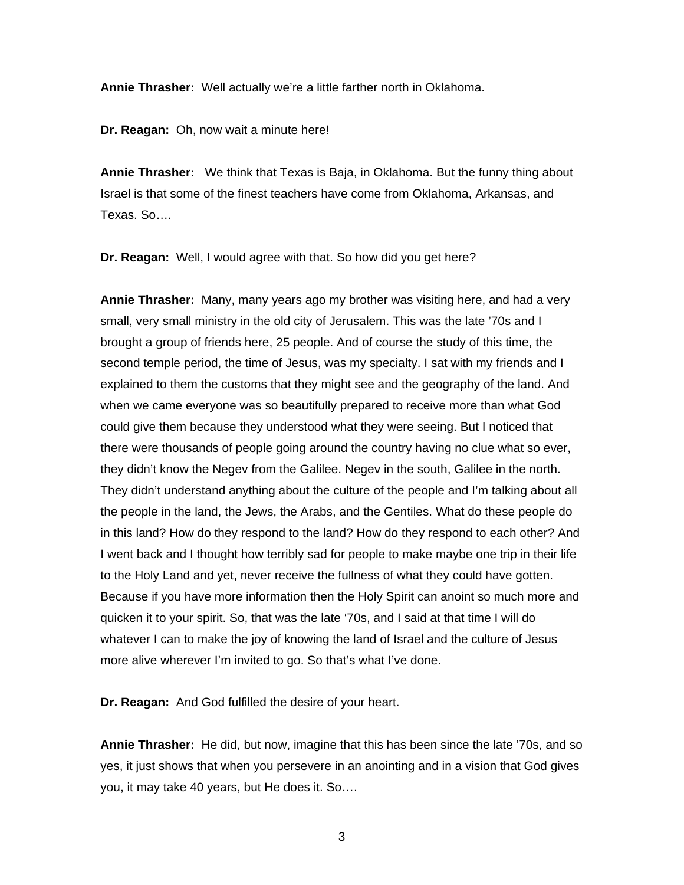**Annie Thrasher:** Well actually we're a little farther north in Oklahoma.

**Dr. Reagan:** Oh, now wait a minute here!

**Annie Thrasher:** We think that Texas is Baja, in Oklahoma. But the funny thing about Israel is that some of the finest teachers have come from Oklahoma, Arkansas, and Texas. So….

**Dr. Reagan:** Well, I would agree with that. So how did you get here?

**Annie Thrasher:** Many, many years ago my brother was visiting here, and had a very small, very small ministry in the old city of Jerusalem. This was the late '70s and I brought a group of friends here, 25 people. And of course the study of this time, the second temple period, the time of Jesus, was my specialty. I sat with my friends and I explained to them the customs that they might see and the geography of the land. And when we came everyone was so beautifully prepared to receive more than what God could give them because they understood what they were seeing. But I noticed that there were thousands of people going around the country having no clue what so ever, they didn't know the Negev from the Galilee. Negev in the south, Galilee in the north. They didn't understand anything about the culture of the people and I'm talking about all the people in the land, the Jews, the Arabs, and the Gentiles. What do these people do in this land? How do they respond to the land? How do they respond to each other? And I went back and I thought how terribly sad for people to make maybe one trip in their life to the Holy Land and yet, never receive the fullness of what they could have gotten. Because if you have more information then the Holy Spirit can anoint so much more and quicken it to your spirit. So, that was the late '70s, and I said at that time I will do whatever I can to make the joy of knowing the land of Israel and the culture of Jesus more alive wherever I'm invited to go. So that's what I've done.

**Dr. Reagan:** And God fulfilled the desire of your heart.

**Annie Thrasher:** He did, but now, imagine that this has been since the late '70s, and so yes, it just shows that when you persevere in an anointing and in a vision that God gives you, it may take 40 years, but He does it. So….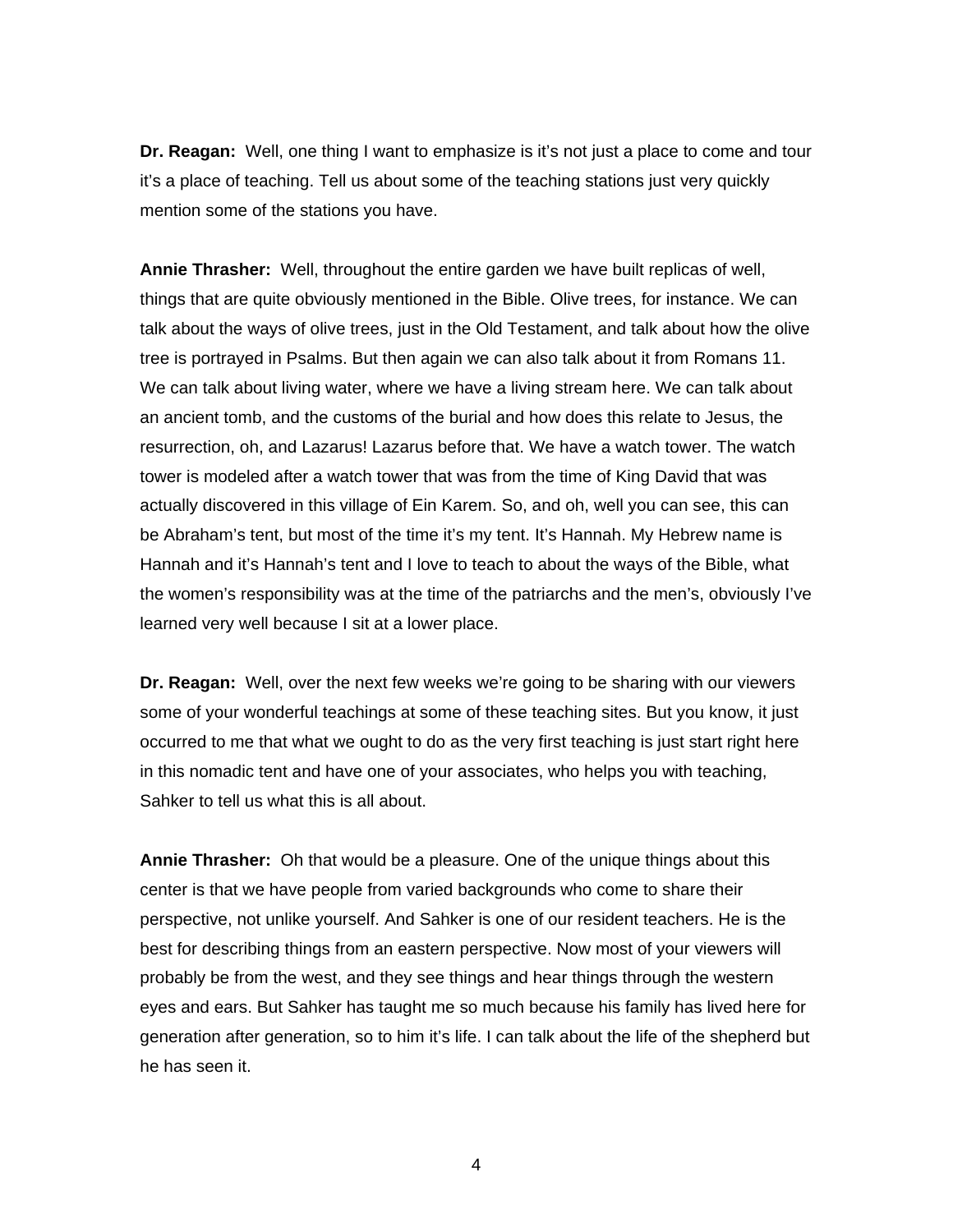**Dr. Reagan:** Well, one thing I want to emphasize is it's not just a place to come and tour it's a place of teaching. Tell us about some of the teaching stations just very quickly mention some of the stations you have.

**Annie Thrasher:** Well, throughout the entire garden we have built replicas of well, things that are quite obviously mentioned in the Bible. Olive trees, for instance. We can talk about the ways of olive trees, just in the Old Testament, and talk about how the olive tree is portrayed in Psalms. But then again we can also talk about it from Romans 11. We can talk about living water, where we have a living stream here. We can talk about an ancient tomb, and the customs of the burial and how does this relate to Jesus, the resurrection, oh, and Lazarus! Lazarus before that. We have a watch tower. The watch tower is modeled after a watch tower that was from the time of King David that was actually discovered in this village of Ein Karem. So, and oh, well you can see, this can be Abraham's tent, but most of the time it's my tent. It's Hannah. My Hebrew name is Hannah and it's Hannah's tent and I love to teach to about the ways of the Bible, what the women's responsibility was at the time of the patriarchs and the men's, obviously I've learned very well because I sit at a lower place.

**Dr. Reagan:** Well, over the next few weeks we're going to be sharing with our viewers some of your wonderful teachings at some of these teaching sites. But you know, it just occurred to me that what we ought to do as the very first teaching is just start right here in this nomadic tent and have one of your associates, who helps you with teaching, Sahker to tell us what this is all about.

**Annie Thrasher:** Oh that would be a pleasure. One of the unique things about this center is that we have people from varied backgrounds who come to share their perspective, not unlike yourself. And Sahker is one of our resident teachers. He is the best for describing things from an eastern perspective. Now most of your viewers will probably be from the west, and they see things and hear things through the western eyes and ears. But Sahker has taught me so much because his family has lived here for generation after generation, so to him it's life. I can talk about the life of the shepherd but he has seen it.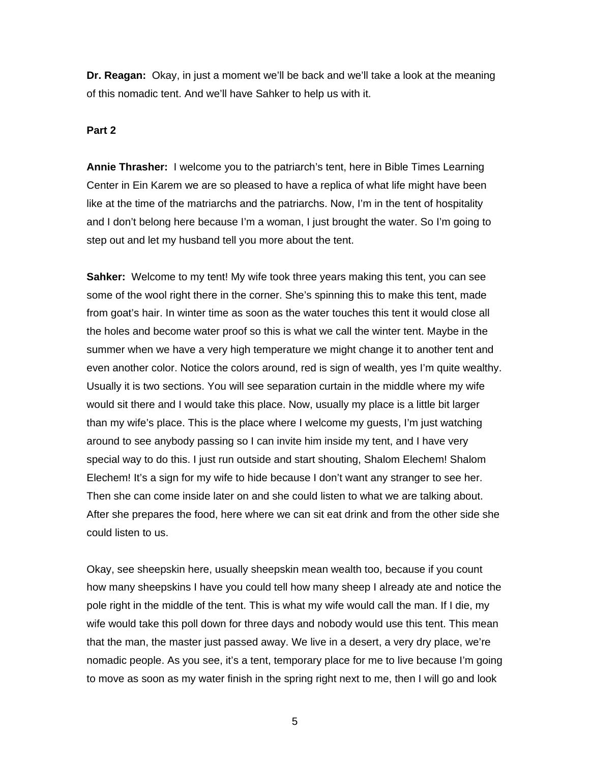**Dr. Reagan:** Okay, in just a moment we'll be back and we'll take a look at the meaning of this nomadic tent. And we'll have Sahker to help us with it.

**Part 2**

**Annie Thrasher:** I welcome you to the patriarch's tent, here in Bible Times Learning Center in Ein Karem we are so pleased to have a replica of what life might have been like at the time of the matriarchs and the patriarchs. Now, I'm in the tent of hospitality and I don't belong here because I'm a woman, I just brought the water. So I'm going to step out and let my husband tell you more about the tent.

**Sahker:** Welcome to my tent! My wife took three years making this tent, you can see some of the wool right there in the corner. She's spinning this to make this tent, made from goat's hair. In winter time as soon as the water touches this tent it would close all the holes and become water proof so this is what we call the winter tent. Maybe in the summer when we have a very high temperature we might change it to another tent and even another color. Notice the colors around, red is sign of wealth, yes I'm quite wealthy. Usually it is two sections. You will see separation curtain in the middle where my wife would sit there and I would take this place. Now, usually my place is a little bit larger than my wife's place. This is the place where I welcome my guests, I'm just watching around to see anybody passing so I can invite him inside my tent, and I have very special way to do this. I just run outside and start shouting, Shalom Elechem! Shalom Elechem! It's a sign for my wife to hide because I don't want any stranger to see her. Then she can come inside later on and she could listen to what we are talking about. After she prepares the food, here where we can sit eat drink and from the other side she could listen to us.

Okay, see sheepskin here, usually sheepskin mean wealth too, because if you count how many sheepskins I have you could tell how many sheep I already ate and notice the pole right in the middle of the tent. This is what my wife would call the man. If I die, my wife would take this poll down for three days and nobody would use this tent. This mean that the man, the master just passed away. We live in a desert, a very dry place, we're nomadic people. As you see, it's a tent, temporary place for me to live because I'm going to move as soon as my water finish in the spring right next to me, then I will go and look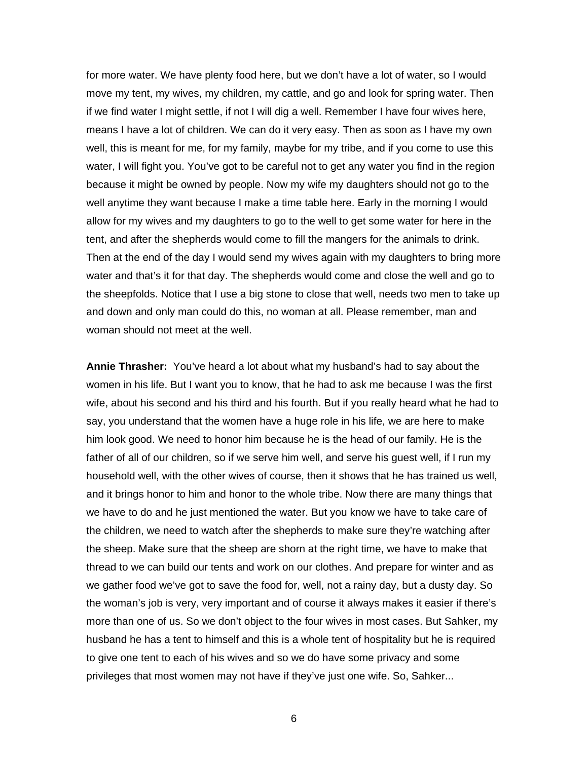for more water. We have plenty food here, but we don't have a lot of water, so I would move my tent, my wives, my children, my cattle, and go and look for spring water. Then if we find water I might settle, if not I will dig a well. Remember I have four wives here, means I have a lot of children. We can do it very easy. Then as soon as I have my own well, this is meant for me, for my family, maybe for my tribe, and if you come to use this water, I will fight you. You've got to be careful not to get any water you find in the region because it might be owned by people. Now my wife my daughters should not go to the well anytime they want because I make a time table here. Early in the morning I would allow for my wives and my daughters to go to the well to get some water for here in the tent, and after the shepherds would come to fill the mangers for the animals to drink. Then at the end of the day I would send my wives again with my daughters to bring more water and that's it for that day. The shepherds would come and close the well and go to the sheepfolds. Notice that I use a big stone to close that well, needs two men to take up and down and only man could do this, no woman at all. Please remember, man and woman should not meet at the well.

**Annie Thrasher:** You've heard a lot about what my husband's had to say about the women in his life. But I want you to know, that he had to ask me because I was the first wife, about his second and his third and his fourth. But if you really heard what he had to say, you understand that the women have a huge role in his life, we are here to make him look good. We need to honor him because he is the head of our family. He is the father of all of our children, so if we serve him well, and serve his guest well, if I run my household well, with the other wives of course, then it shows that he has trained us well, and it brings honor to him and honor to the whole tribe. Now there are many things that we have to do and he just mentioned the water. But you know we have to take care of the children, we need to watch after the shepherds to make sure they're watching after the sheep. Make sure that the sheep are shorn at the right time, we have to make that thread to we can build our tents and work on our clothes. And prepare for winter and as we gather food we've got to save the food for, well, not a rainy day, but a dusty day. So the woman's job is very, very important and of course it always makes it easier if there's more than one of us. So we don't object to the four wives in most cases. But Sahker, my husband he has a tent to himself and this is a whole tent of hospitality but he is required to give one tent to each of his wives and so we do have some privacy and some privileges that most women may not have if they've just one wife. So, Sahker...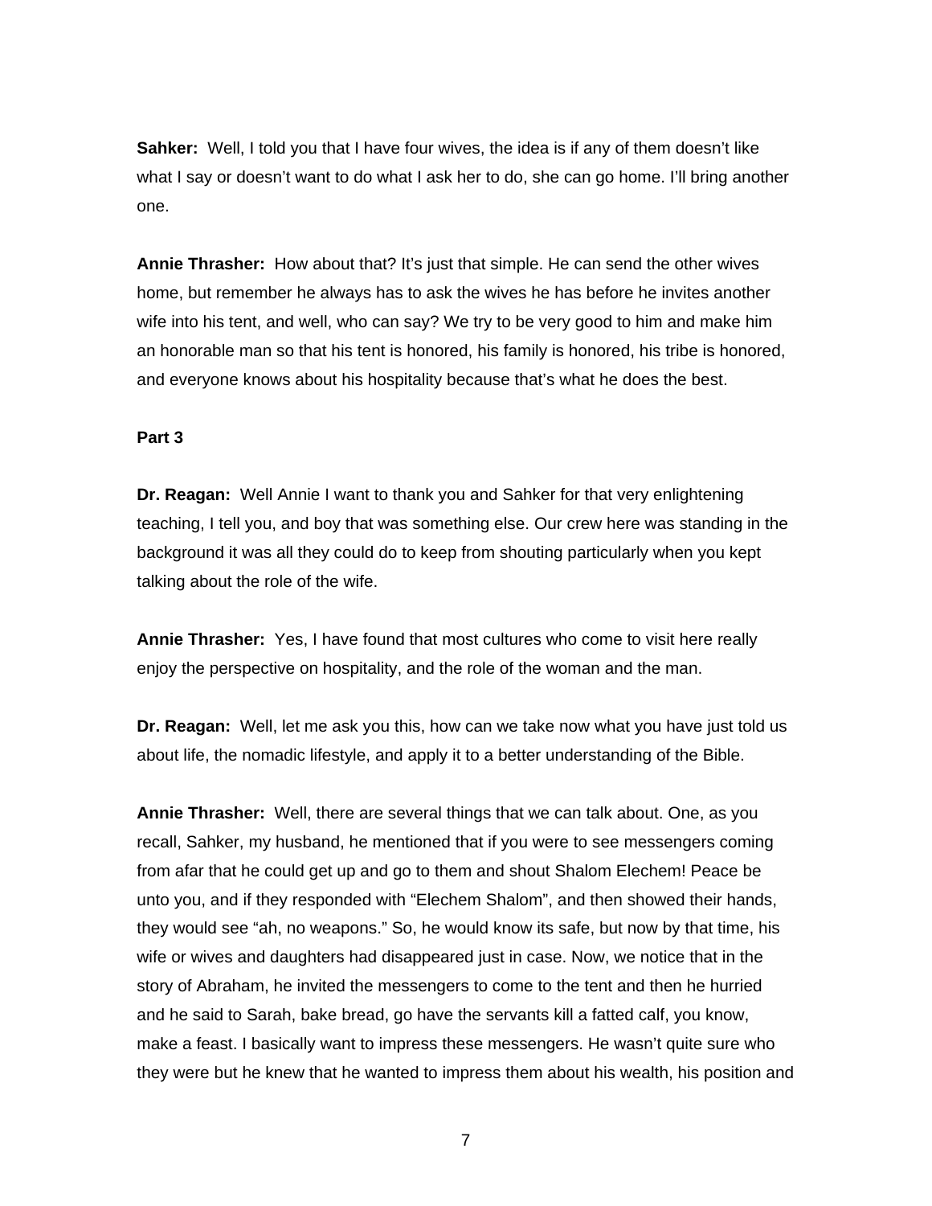**Sahker:** Well, I told you that I have four wives, the idea is if any of them doesn't like what I say or doesn't want to do what I ask her to do, she can go home. I'll bring another one.

**Annie Thrasher:** How about that? It's just that simple. He can send the other wives home, but remember he always has to ask the wives he has before he invites another wife into his tent, and well, who can say? We try to be very good to him and make him an honorable man so that his tent is honored, his family is honored, his tribe is honored, and everyone knows about his hospitality because that's what he does the best.

**Part 3**

**Dr. Reagan:** Well Annie I want to thank you and Sahker for that very enlightening teaching, I tell you, and boy that was something else. Our crew here was standing in the background it was all they could do to keep from shouting particularly when you kept talking about the role of the wife.

**Annie Thrasher:** Yes, I have found that most cultures who come to visit here really enjoy the perspective on hospitality, and the role of the woman and the man.

**Dr. Reagan:** Well, let me ask you this, how can we take now what you have just told us about life, the nomadic lifestyle, and apply it to a better understanding of the Bible.

**Annie Thrasher:** Well, there are several things that we can talk about. One, as you recall, Sahker, my husband, he mentioned that if you were to see messengers coming from afar that he could get up and go to them and shout Shalom Elechem! Peace be unto you, and if they responded with "Elechem Shalom", and then showed their hands, they would see "ah, no weapons." So, he would know its safe, but now by that time, his wife or wives and daughters had disappeared just in case. Now, we notice that in the story of Abraham, he invited the messengers to come to the tent and then he hurried and he said to Sarah, bake bread, go have the servants kill a fatted calf, you know, make a feast. I basically want to impress these messengers. He wasn't quite sure who they were but he knew that he wanted to impress them about his wealth, his position and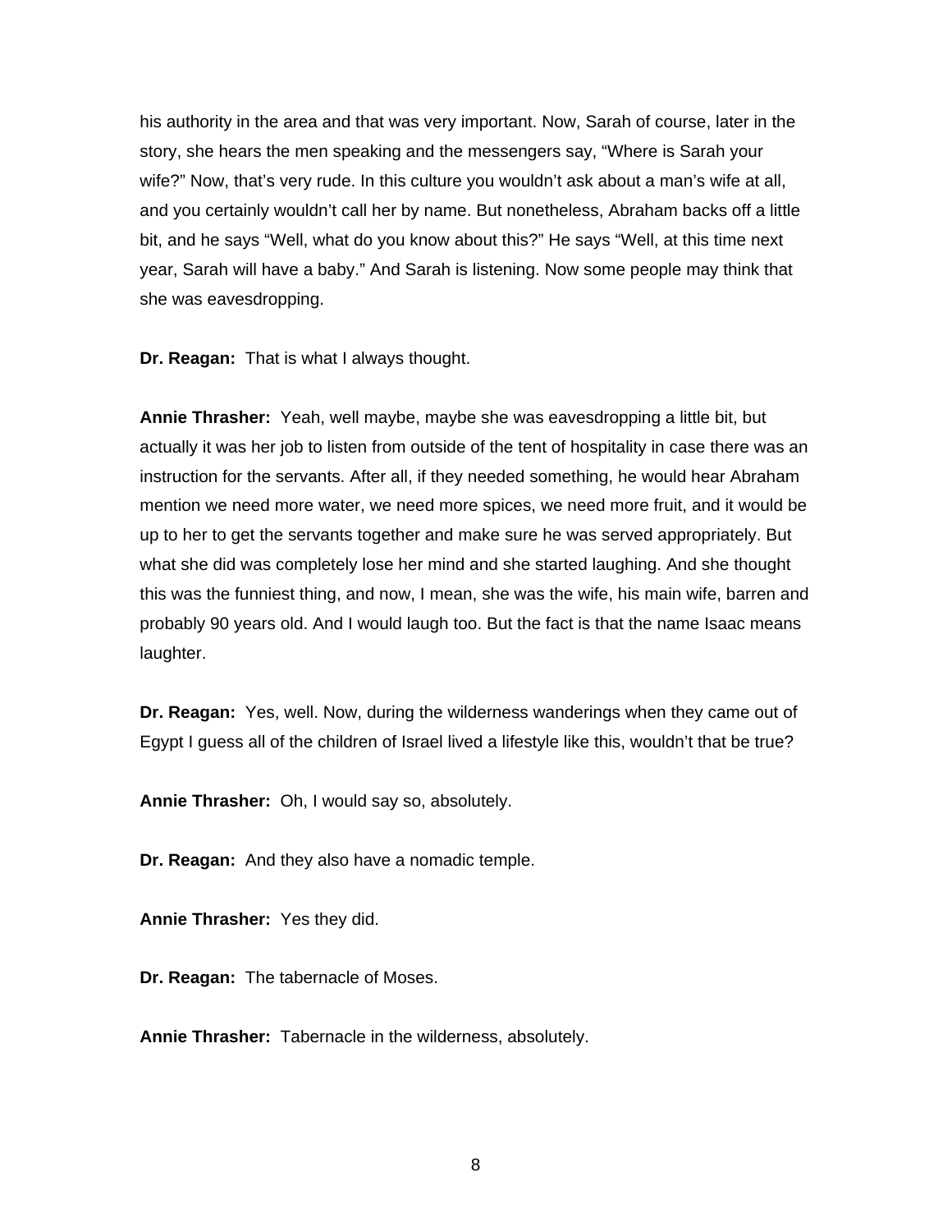his authority in the area and that was very important. Now, Sarah of course, later in the story, she hears the men speaking and the messengers say, “Where is Sarah your wife?” Now, that’s very rude. In this culture you wouldn’t ask about a man’s wife at all, and you certainly wouldn’t call her by name. But nonetheless, Abraham backs off a little bit, and he says “Well, what do you know about this?” He says “Well, at this time next year, Sarah will have a baby.” And Sarah is listening. Now some people may think that she was eavesdropping.

**Dr. Reagan:** That is what I always thought.

**Annie Thrasher:** Yeah, well maybe, maybe she was eavesdropping a little bit, but actually it was her job to listen from outside of the tent of hospitality in case there was an instruction for the servants. After all, if they needed something, he would hear Abraham mention we need more water, we need more spices, we need more fruit, and it would be up to her to get the servants together and make sure he was served appropriately. But what she did was completely lose her mind and she started laughing. And she thought this was the funniest thing, and now, I mean, she was the wife, his main wife, barren and probably 90 years old. And I would laugh too. But the fact is that the name Isaac means laughter.

**Dr. Reagan:** Yes, well. Now, during the wilderness wanderings when they came out of Egypt I guess all of the children of Israel lived a lifestyle like this, wouldn’t that be true?

**Annie Thrasher:** Oh, I would say so, absolutely.

**Dr. Reagan:** And they also have a nomadic temple.

**Annie Thrasher:** Yes they did.

**Dr. Reagan:** The tabernacle of Moses.

**Annie Thrasher:** Tabernacle in the wilderness, absolutely.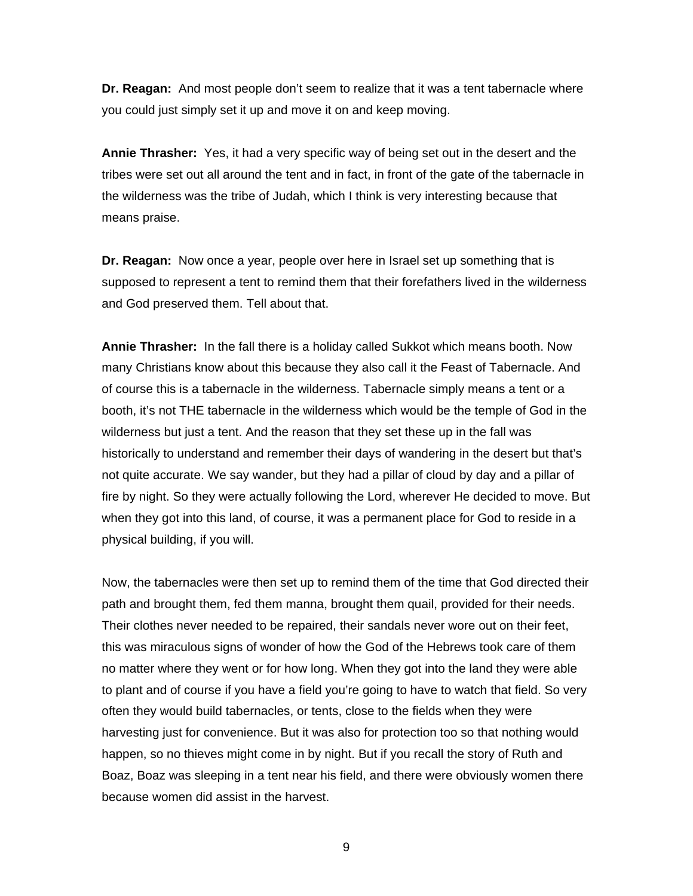**Dr. Reagan:** And most people don't seem to realize that it was a tent tabernacle where you could just simply set it up and move it on and keep moving.

**Annie Thrasher:** Yes, it had a very specific way of being set out in the desert and the tribes were set out all around the tent and in fact, in front of the gate of the tabernacle in the wilderness was the tribe of Judah, which I think is very interesting because that means praise.

**Dr. Reagan:** Now once a year, people over here in Israel set up something that is supposed to represent a tent to remind them that their forefathers lived in the wilderness and God preserved them. Tell about that.

**Annie Thrasher:** In the fall there is a holiday called Sukkot which means booth. Now many Christians know about this because they also call it the Feast of Tabernacle. And of course this is a tabernacle in the wilderness. Tabernacle simply means a tent or a booth, it's not THE tabernacle in the wilderness which would be the temple of God in the wilderness but just a tent. And the reason that they set these up in the fall was historically to understand and remember their days of wandering in the desert but that's not quite accurate. We say wander, but they had a pillar of cloud by day and a pillar of fire by night. So they were actually following the Lord, wherever He decided to move. But when they got into this land, of course, it was a permanent place for God to reside in a physical building, if you will.

Now, the tabernacles were then set up to remind them of the time that God directed their path and brought them, fed them manna, brought them quail, provided for their needs. Their clothes never needed to be repaired, their sandals never wore out on their feet, this was miraculous signs of wonder of how the God of the Hebrews took care of them no matter where they went or for how long. When they got into the land they were able to plant and of course if you have a field you're going to have to watch that field. So very often they would build tabernacles, or tents, close to the fields when they were harvesting just for convenience. But it was also for protection too so that nothing would happen, so no thieves might come in by night. But if you recall the story of Ruth and Boaz, Boaz was sleeping in a tent near his field, and there were obviously women there because women did assist in the harvest.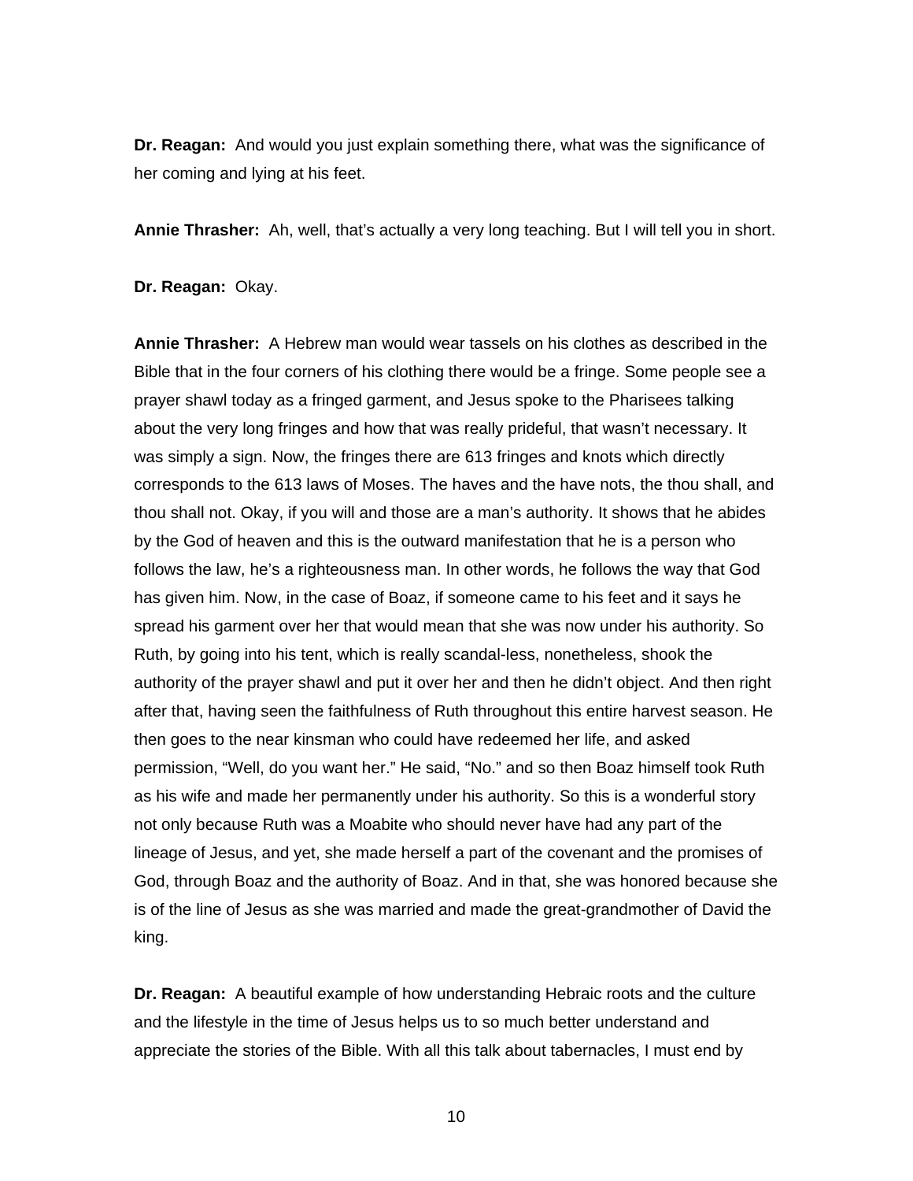**Dr. Reagan:** And would you just explain something there, what was the significance of her coming and lying at his feet.

**Annie Thrasher:** Ah, well, that's actually a very long teaching. But I will tell you in short.

**Dr. Reagan:** Okay.

**Annie Thrasher:** A Hebrew man would wear tassels on his clothes as described in the Bible that in the four corners of his clothing there would be a fringe. Some people see a prayer shawl today as a fringed garment, and Jesus spoke to the Pharisees talking about the very long fringes and how that was really prideful, that wasn't necessary. It was simply a sign. Now, the fringes there are 613 fringes and knots which directly corresponds to the 613 laws of Moses. The haves and the have nots, the thou shall, and thou shall not. Okay, if you will and those are a man's authority. It shows that he abides by the God of heaven and this is the outward manifestation that he is a person who follows the law, he's a righteousness man. In other words, he follows the way that God has given him. Now, in the case of Boaz, if someone came to his feet and it says he spread his garment over her that would mean that she was now under his authority. So Ruth, by going into his tent, which is really scandal-less, nonetheless, shook the authority of the prayer shawl and put it over her and then he didn't object. And then right after that, having seen the faithfulness of Ruth throughout this entire harvest season. He then goes to the near kinsman who could have redeemed her life, and asked permission, "Well, do you want her." He said, "No." and so then Boaz himself took Ruth as his wife and made her permanently under his authority. So this is a wonderful story not only because Ruth was a Moabite who should never have had any part of the lineage of Jesus, and yet, she made herself a part of the covenant and the promises of God, through Boaz and the authority of Boaz. And in that, she was honored because she is of the line of Jesus as she was married and made the great-grandmother of David the king.

**Dr. Reagan:** A beautiful example of how understanding Hebraic roots and the culture and the lifestyle in the time of Jesus helps us to so much better understand and appreciate the stories of the Bible. With all this talk about tabernacles, I must end by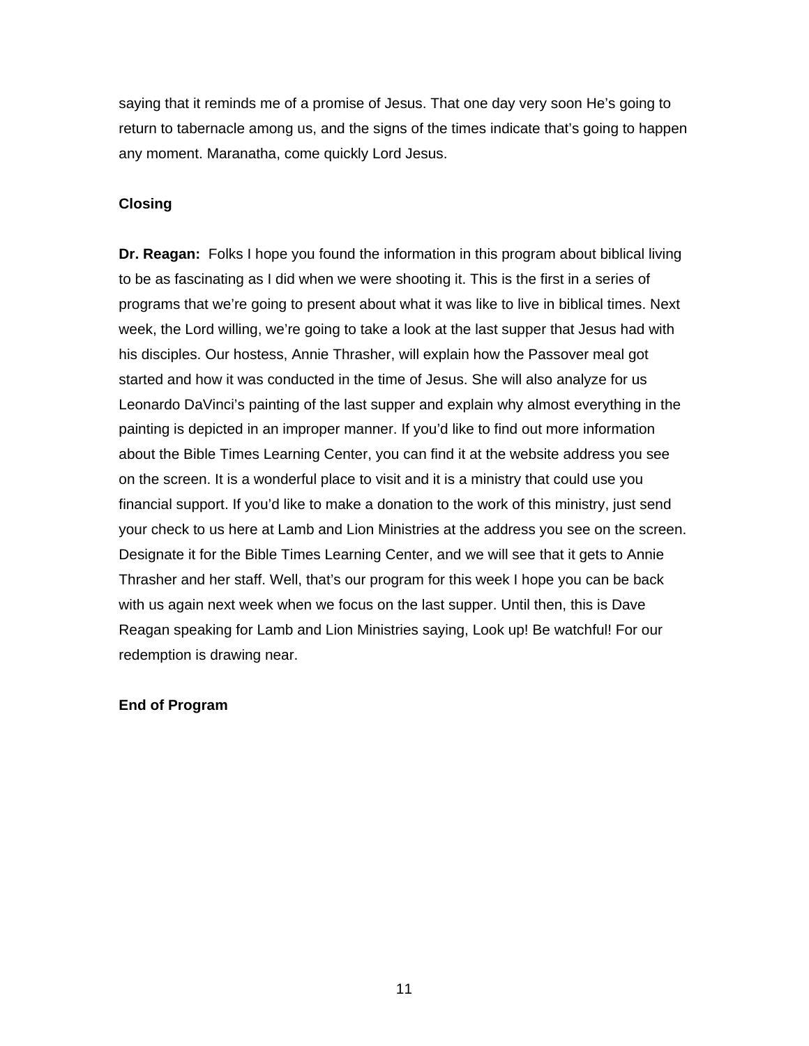saying that it reminds me of a promise of Jesus. That one day very soon He's going to return to tabernacle among us, and the signs of the times indicate that's going to happen any moment. Maranatha, come quickly Lord Jesus.

**Closing**

**Dr. Reagan:** Folks I hope you found the information in this program about biblical living to be as fascinating as I did when we were shooting it. This is the first in a series of programs that we're going to present about what it was like to live in biblical times. Next week, the Lord willing, we're going to take a look at the last supper that Jesus had with his disciples. Our hostess, Annie Thrasher, will explain how the Passover meal got started and how it was conducted in the time of Jesus. She will also analyze for us Leonardo DaVinci's painting of the last supper and explain why almost everything in the painting is depicted in an improper manner. If you'd like to find out more information about the Bible Times Learning Center, you can find it at the website address you see on the screen. It is a wonderful place to visit and it is a ministry that could use you financial support. If you'd like to make a donation to the work of this ministry, just send your check to us here at Lamb and Lion Ministries at the address you see on the screen. Designate it for the Bible Times Learning Center, and we will see that it gets to Annie Thrasher and her staff. Well, that's our program for this week I hope you can be back with us again next week when we focus on the last supper. Until then, this is Dave Reagan speaking for Lamb and Lion Ministries saying, Look up! Be watchful! For our redemption is drawing near.

**End of Program**